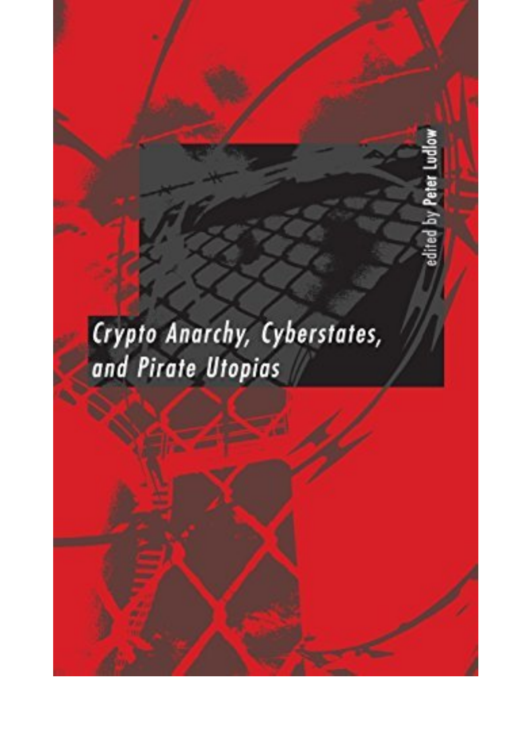# Crypto Anarchy, Cyberstates, and Pirate Utopias

edited by Peter Ludlow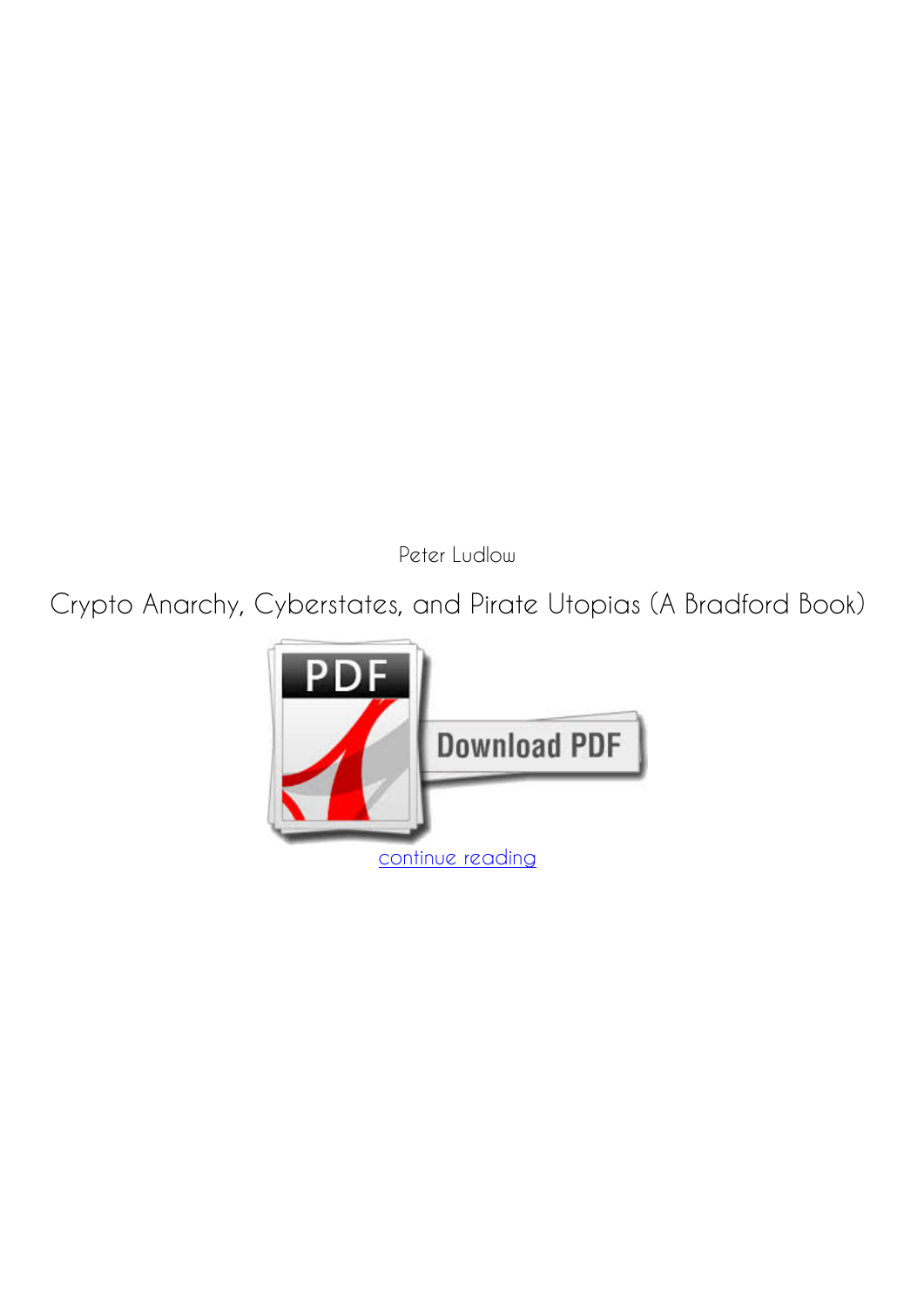Peter Ludlow

# Crypto Anarchy, Cyberstates, and Pirate Utopias (A Bradford Book)

continue reading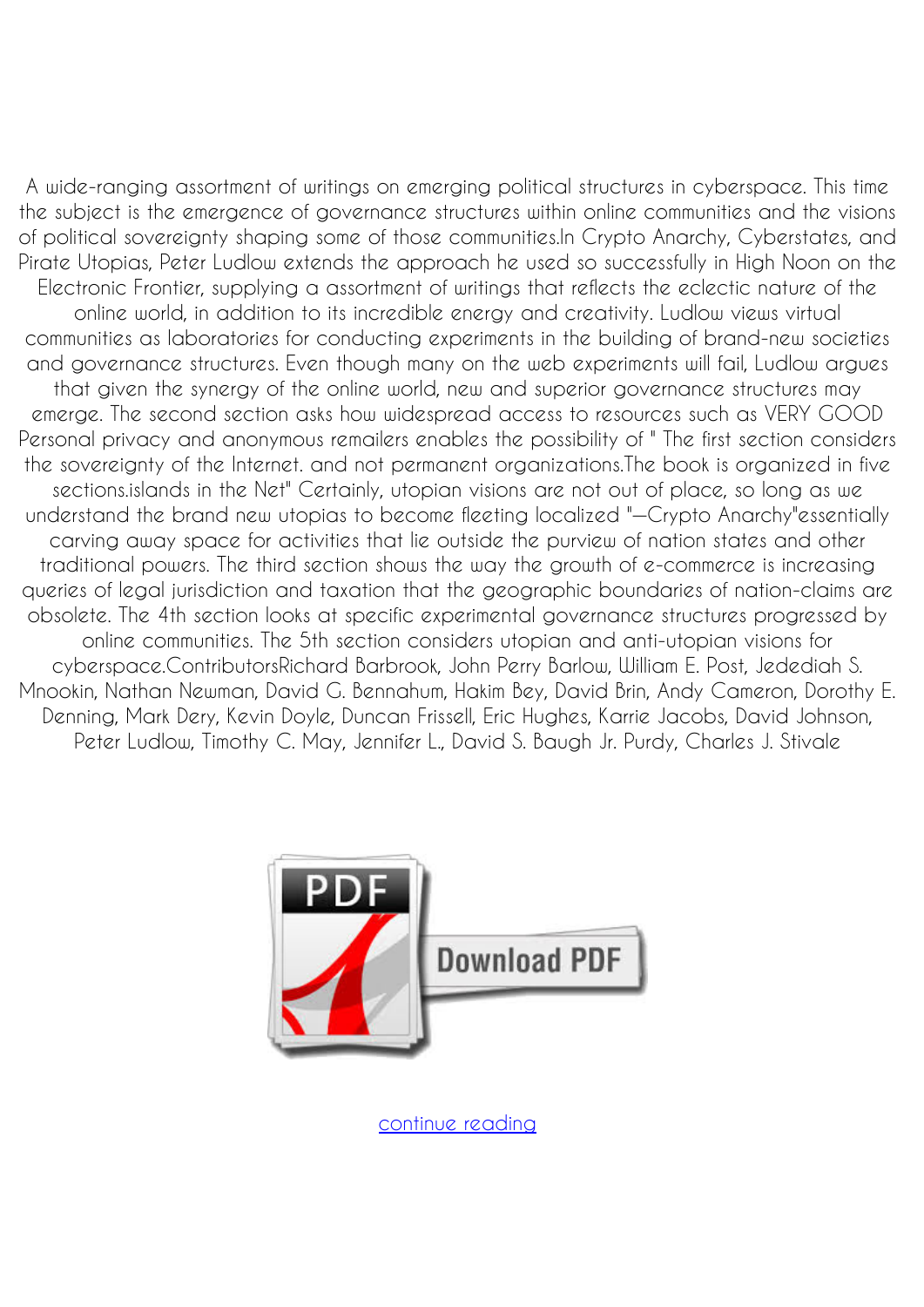A wide-ranging assortment of writings on emerging political structures in cyberspace. This time the subject is the emergence of governance structures within online communities and the visions of political sovereignty shaping some of those communities.In Crypto Anarchy, Cyberstates, and Pirate Utopias, Peter Ludlow extends the approach he used so successfully in High Noon on the Electronic Frontier, supplying a assortment of writings that reflects the eclectic nature of the online world, in addition to its incredible energy and creativity. Ludlow views virtual communities as laboratories for conducting experiments in the building of brand-new societies and governance structures. Even though many on the web experiments will fail, Ludlow argues that given the synergy of the online world, new and superior governance structures may emerge. The second section asks how widespread access to resources such as VERY GOOD Personal privacy and anonymous remailers enables the possibility of " The first section considers the sovereignty of the Internet. and not permanent organizations.The book is organized in five sections.islands in the Net" Certainly, utopian visions are not out of place, so long as we understand the brand new utopias to become fleeting localized "—Crypto Anarchy"essentially carving away space for activities that lie outside the purview of nation states and other traditional powers. The third section shows the way the growth of e-commerce is increasing queries of legal jurisdiction and taxation that the geographic boundaries of nation-claims are obsolete. The 4th section looks at specific experimental governance structures progressed by online communities. The 5th section considers utopian and anti-utopian visions for cyberspace.ContributorsRichard Barbrook, John Perry Barlow, William E. Post, Jedediah S. Mnookin, Nathan Newman, David G. Bennahum, Hakim Bey, David Brin, Andy Cameron, Dorothy E. Denning, Mark Dery, Kevin Doyle, Duncan Frissell, Eric Hughes, Karrie Jacobs, David Johnson, Peter Ludlow, Timothy C. May, Jennifer L., David S. Baugh Jr. Purdy, Charles J. Stivale

PDF Download PDF

continue reading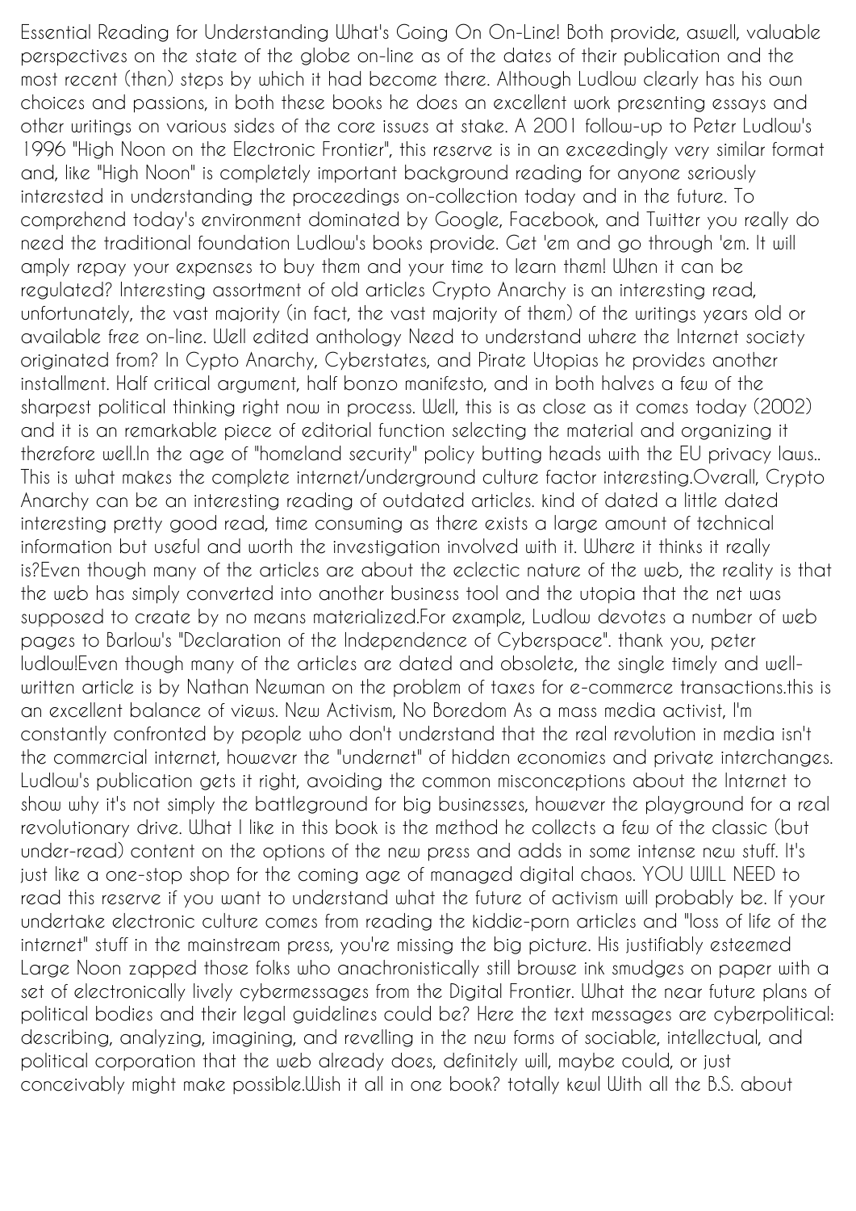Essential Reading for Understanding What's Going On On-Line! Both provide, aswell, valuable perspectives on the state of the globe on-line as of the dates of their publication and the most recent (then) steps by which it had become there. Although Ludlow clearly has his own choices and passions, in both these books he does an excellent work presenting essays and other writings on various sides of the core issues at stake. A 2001 follow-up to Peter Ludlow's 1996 "High Noon on the Electronic Frontier", this reserve is in an exceedingly very similar format and, like "High Noon" is completely important background reading for anyone seriously interested in understanding the proceedings on-collection today and in the future. To comprehend today's environment dominated by Google, Facebook, and Twitter you really do need the traditional foundation Ludlow's books provide. Get 'em and go through 'em. It will amply repay your expenses to buy them and your time to learn them! When it can be regulated? Interesting assortment of old articles Crypto Anarchy is an interesting read, unfortunately, the vast majority (in fact, the vast majority of them) of the writings years old or available free on-line. Well edited anthology Need to understand where the Internet society originated from? In Cypto Anarchy, Cyberstates, and Pirate Utopias he provides another installment. Half critical argument, half bonzo manifesto, and in both halves a few of the sharpest political thinking right now in process. Well, this is as close as it comes today (2002) and it is an remarkable piece of editorial function selecting the material and organizing it therefore well.In the age of "homeland security" policy butting heads with the EU privacy laws.. This is what makes the complete internet/underground culture factor interesting.Overall, Crypto Anarchy can be an interesting reading of outdated articles. kind of dated a little dated interesting pretty good read, time consuming as there exists a large amount of technical information but useful and worth the investigation involved with it. Where it thinks it really is?Even though many of the articles are about the eclectic nature of the web, the reality is that the web has simply converted into another business tool and the utopia that the net was supposed to create by no means materialized.For example, Ludlow devotes a number of web pages to Barlow's "Declaration of the Independence of Cyberspace". thank you, peter ludlow!Even though many of the articles are dated and obsolete, the single timely and well-written article is by Nathan Newman on the problem of taxes for e-commerce transactions.this is an excellent balance of views. New Activism, No Boredom As a mass media activist, I'm constantly confronted by people who don't understand that the real revolution in media isn't the commercial internet, however the "undernet" of hidden economies and private interchanges. Ludlow's publication gets it right, avoiding the common misconceptions about the Internet to show why it's not simply the battleground for big businesses, however the playground for a real revolutionary drive. What I like in this book is the method he collects a few of the classic (but under-read) content on the options of the new press and adds in some intense new stuff. It's just like a one-stop shop for the coming age of managed digital chaos. YOU WILL NEED to read this reserve if you want to understand what the future of activism will probably be. If your undertake electronic culture comes from reading the kiddie-porn articles and "loss of life of the internet" stuff in the mainstream press, you're missing the big picture. His justifiably esteemed Large Noon zapped those folks who anachronistically still browse ink smudges on paper with a set of electronically lively cybermessages from the Digital Frontier. What the near future plans of political bodies and their legal guidelines could be? Here the text messages are cyberpolitical: describing, analyzing, imagining, and revelling in the new forms of sociable, intellectual, and political corporation that the web already does, definitely will, maybe could, or just conceivably might make possible.Wish it all in one book? totally kewl With all the B.S. about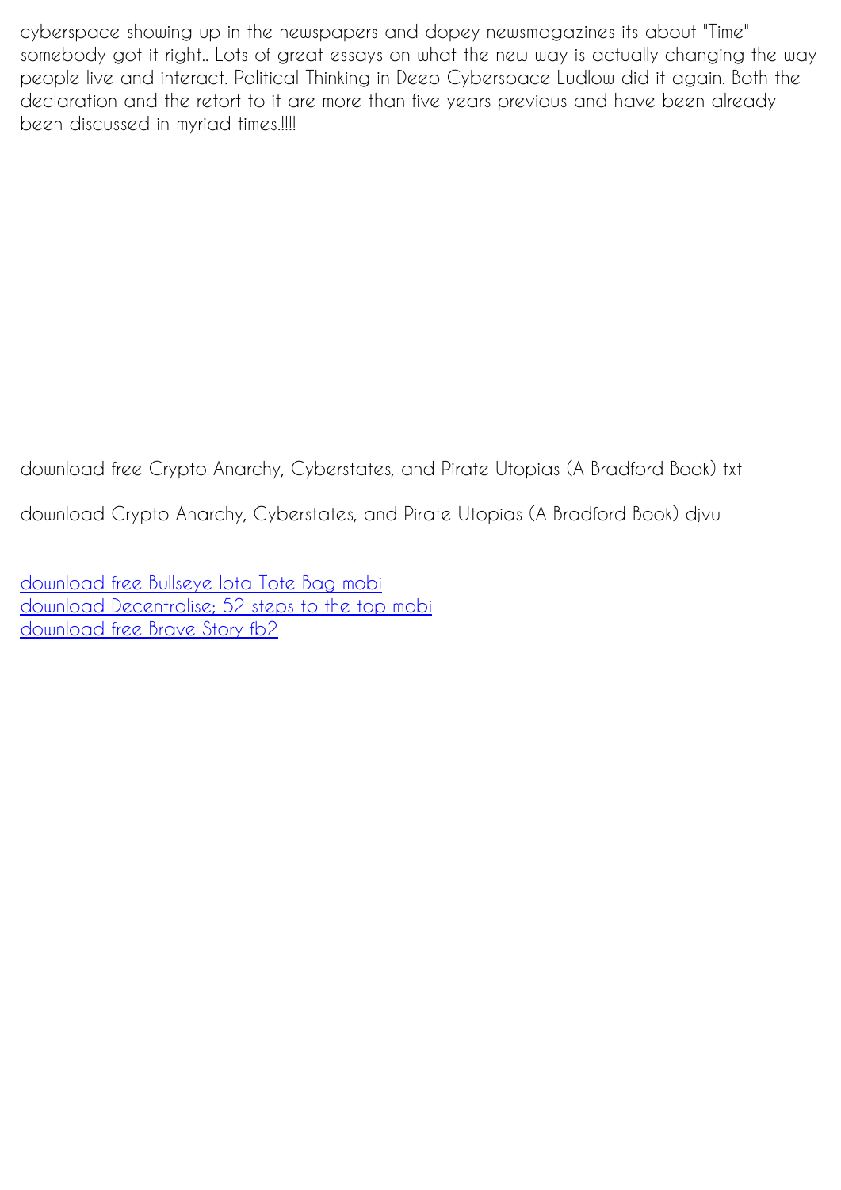cyberspace showing up in the newspapers and dopey newsmagazines its about "Time" somebody got it right.. Lots of great essays on what the new way is actually changing the way people live and interact. Political Thinking in Deep Cyberspace Ludlow did it again. Both the declaration and the retort to it are more than five years previous and have been already been discussed in myriad times.!!!!

download free Crypto Anarchy, Cyberstates, and Pirate Utopias (A Bradford Book) txt

download Crypto Anarchy, Cyberstates, and Pirate Utopias (A Bradford Book) djvu

download free Bullseye Iota Tote Bag mobi
download Decentralise; 52 steps to the top mobi
download free Brave Story fb2